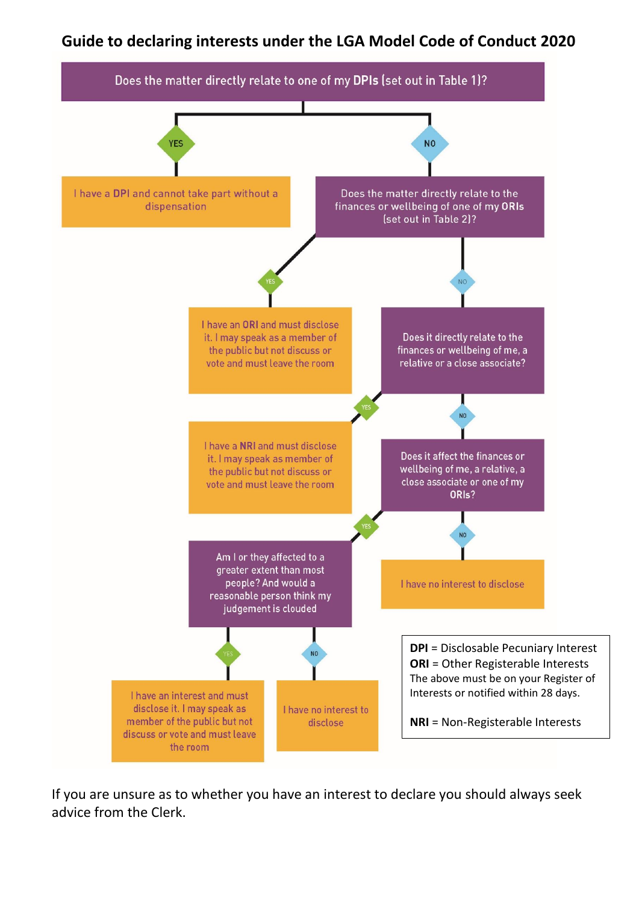# Guide to declaring interests under the LGA Model Code of Conduct 2020

**Does the matter directly relate to one of my DPIs (set out in Table 1)?**

- **YES** → I have a DPI and cannot take part without a dispensation
- **NO** → **Does the matter directly relate to the finances or wellbeing of one of my ORIs (set out in Table 2)?**
  - **YES** → I have an ORI and must disclose it. I may speak as a member of the public but not discuss or vote and must leave the room
  - **NO** → **Does it directly relate to the finances or wellbeing of me, a relative or a close associate?**
    - **YES** → I have a NRI and must disclose it. I may speak as member of the public but not discuss or vote and must leave the room
    - **NO** → **Does it affect the finances or wellbeing of me, a relative, a close associate or one of my ORIs?**
      - **NO** → I have no interest to disclose
      - **YES** → **Am I or they affected to a greater extent than most people? And would a reasonable person think my judgement is clouded**
        - **YES** → I have an interest and must disclose it. I may speak as member of the public but not discuss or vote and must leave the room
        - **NO** → I have no interest to disclose

**DPI** = Disclosable Pecuniary Interest
**ORI** = Other Registerable Interests
The above must be on your Register of Interests or notified within 28 days.

**NRI** = Non-Registerable Interests

If you are unsure as to whether you have an interest to declare you should always seek advice from the Clerk.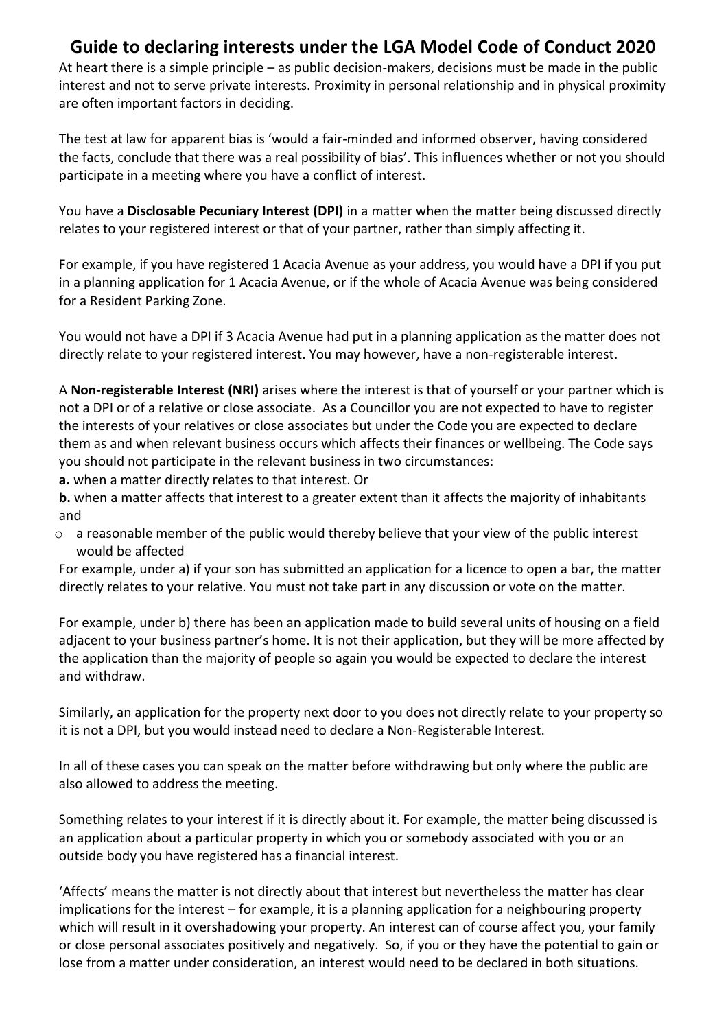# Guide to declaring interests under the LGA Model Code of Conduct 2020

At heart there is a simple principle – as public decision-makers, decisions must be made in the public interest and not to serve private interests. Proximity in personal relationship and in physical proximity are often important factors in deciding.

The test at law for apparent bias is 'would a fair-minded and informed observer, having considered the facts, conclude that there was a real possibility of bias'. This influences whether or not you should participate in a meeting where you have a conflict of interest.

You have a **Disclosable Pecuniary Interest (DPI)** in a matter when the matter being discussed directly relates to your registered interest or that of your partner, rather than simply affecting it.

For example, if you have registered 1 Acacia Avenue as your address, you would have a DPI if you put in a planning application for 1 Acacia Avenue, or if the whole of Acacia Avenue was being considered for a Resident Parking Zone.

You would not have a DPI if 3 Acacia Avenue had put in a planning application as the matter does not directly relate to your registered interest. You may however, have a non-registerable interest.

A **Non-registerable Interest (NRI)** arises where the interest is that of yourself or your partner which is not a DPI or of a relative or close associate. As a Councillor you are not expected to have to register the interests of your relatives or close associates but under the Code you are expected to declare them as and when relevant business occurs which affects their finances or wellbeing. The Code says you should not participate in the relevant business in two circumstances:

**a.** when a matter directly relates to that interest. Or

**b.** when a matter affects that interest to a greater extent than it affects the majority of inhabitants and

- a reasonable member of the public would thereby believe that your view of the public interest would be affected

For example, under a) if your son has submitted an application for a licence to open a bar, the matter directly relates to your relative. You must not take part in any discussion or vote on the matter.

For example, under b) there has been an application made to build several units of housing on a field adjacent to your business partner's home. It is not their application, but they will be more affected by the application than the majority of people so again you would be expected to declare the interest and withdraw.

Similarly, an application for the property next door to you does not directly relate to your property so it is not a DPI, but you would instead need to declare a Non-Registerable Interest.

In all of these cases you can speak on the matter before withdrawing but only where the public are also allowed to address the meeting.

Something relates to your interest if it is directly about it. For example, the matter being discussed is an application about a particular property in which you or somebody associated with you or an outside body you have registered has a financial interest.

'Affects' means the matter is not directly about that interest but nevertheless the matter has clear implications for the interest – for example, it is a planning application for a neighbouring property which will result in it overshadowing your property. An interest can of course affect you, your family or close personal associates positively and negatively. So, if you or they have the potential to gain or lose from a matter under consideration, an interest would need to be declared in both situations.